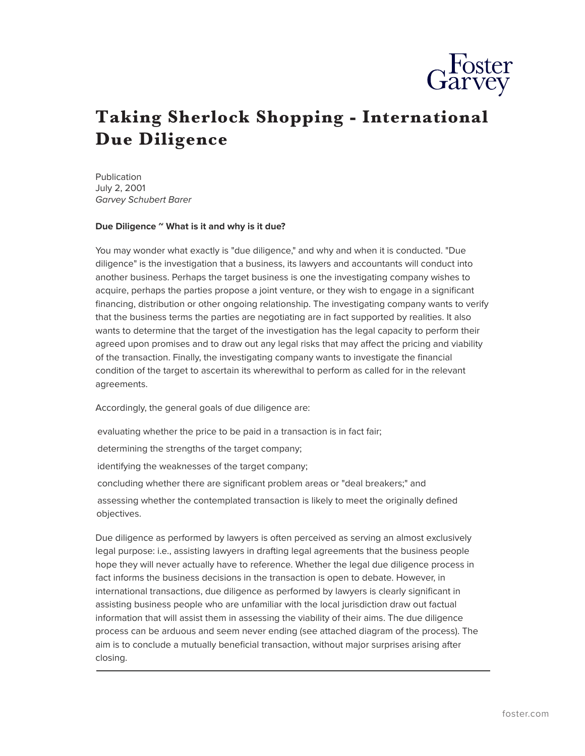# Taking Sherlock Shopping - International Due Diligence

Publication
July 2, 2001
*Garvey Schubert Barer*

**Due Diligence ~ What is it and why is it due?**

You may wonder what exactly is "due diligence," and why and when it is conducted. "Due diligence" is the investigation that a business, its lawyers and accountants will conduct into another business. Perhaps the target business is one the investigating company wishes to acquire, perhaps the parties propose a joint venture, or they wish to engage in a significant financing, distribution or other ongoing relationship. The investigating company wants to verify that the business terms the parties are negotiating are in fact supported by realities. It also wants to determine that the target of the investigation has the legal capacity to perform their agreed upon promises and to draw out any legal risks that may affect the pricing and viability of the transaction. Finally, the investigating company wants to investigate the financial condition of the target to ascertain its wherewithal to perform as called for in the relevant agreements.

Accordingly, the general goals of due diligence are:

- evaluating whether the price to be paid in a transaction is in fact fair;
- determining the strengths of the target company;
- identifying the weaknesses of the target company;
- concluding whether there are significant problem areas or "deal breakers;" and
- assessing whether the contemplated transaction is likely to meet the originally defined objectives.

Due diligence as performed by lawyers is often perceived as serving an almost exclusively legal purpose: i.e., assisting lawyers in drafting legal agreements that the business people hope they will never actually have to reference. Whether the legal due diligence process in fact informs the business decisions in the transaction is open to debate. However, in international transactions, due diligence as performed by lawyers is clearly significant in assisting business people who are unfamiliar with the local jurisdiction draw out factual information that will assist them in assessing the viability of their aims. The due diligence process can be arduous and seem never ending (see attached diagram of the process). The aim is to conclude a mutually beneficial transaction, without major surprises arising after closing.

---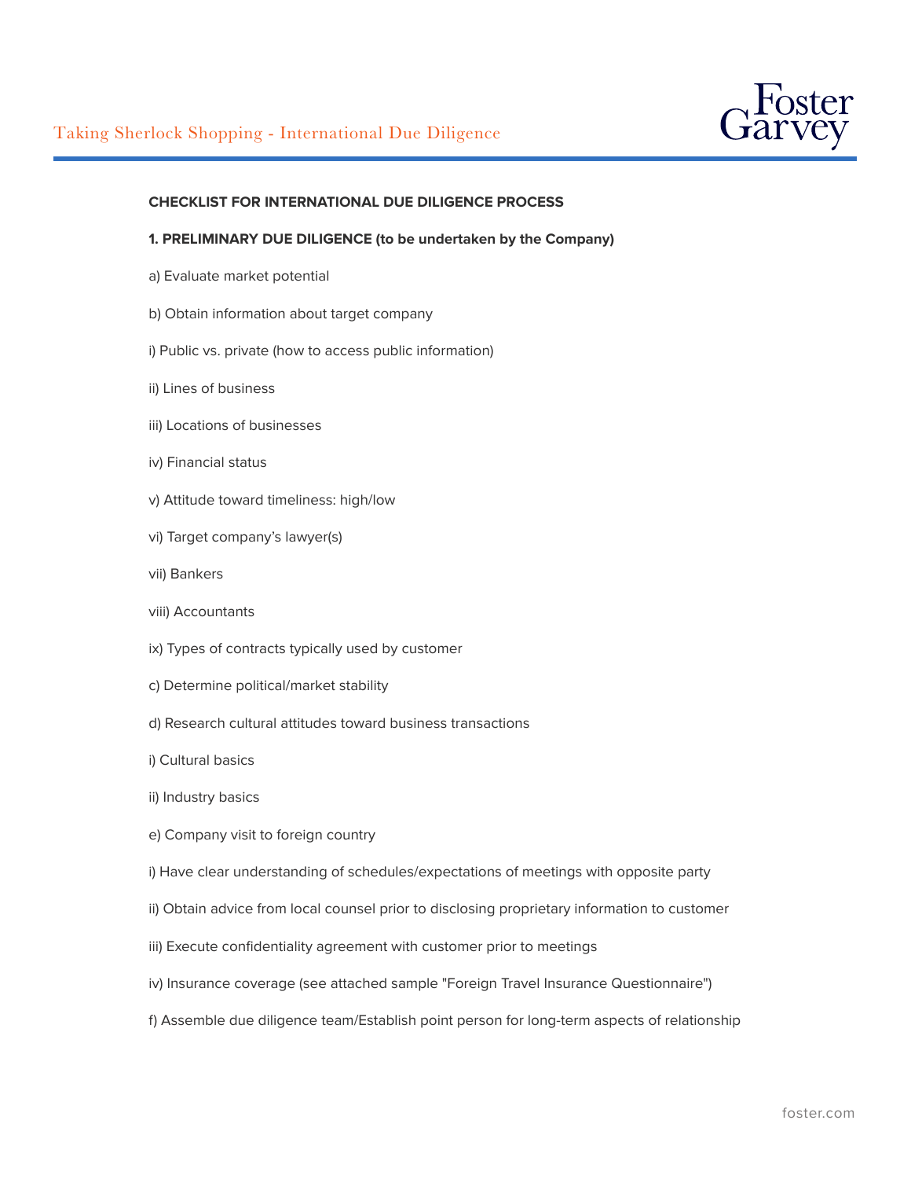**CHECKLIST FOR INTERNATIONAL DUE DILIGENCE PROCESS**

**1. PRELIMINARY DUE DILIGENCE (to be undertaken by the Company)**

a) Evaluate market potential

b) Obtain information about target company

i) Public vs. private (how to access public information)

ii) Lines of business

iii) Locations of businesses

iv) Financial status

v) Attitude toward timeliness: high/low

vi) Target company's lawyer(s)

vii) Bankers

viii) Accountants

ix) Types of contracts typically used by customer

c) Determine political/market stability

d) Research cultural attitudes toward business transactions

i) Cultural basics

ii) Industry basics

e) Company visit to foreign country

i) Have clear understanding of schedules/expectations of meetings with opposite party

ii) Obtain advice from local counsel prior to disclosing proprietary information to customer

iii) Execute confidentiality agreement with customer prior to meetings

iv) Insurance coverage (see attached sample "Foreign Travel Insurance Questionnaire")

f) Assemble due diligence team/Establish point person for long-term aspects of relationship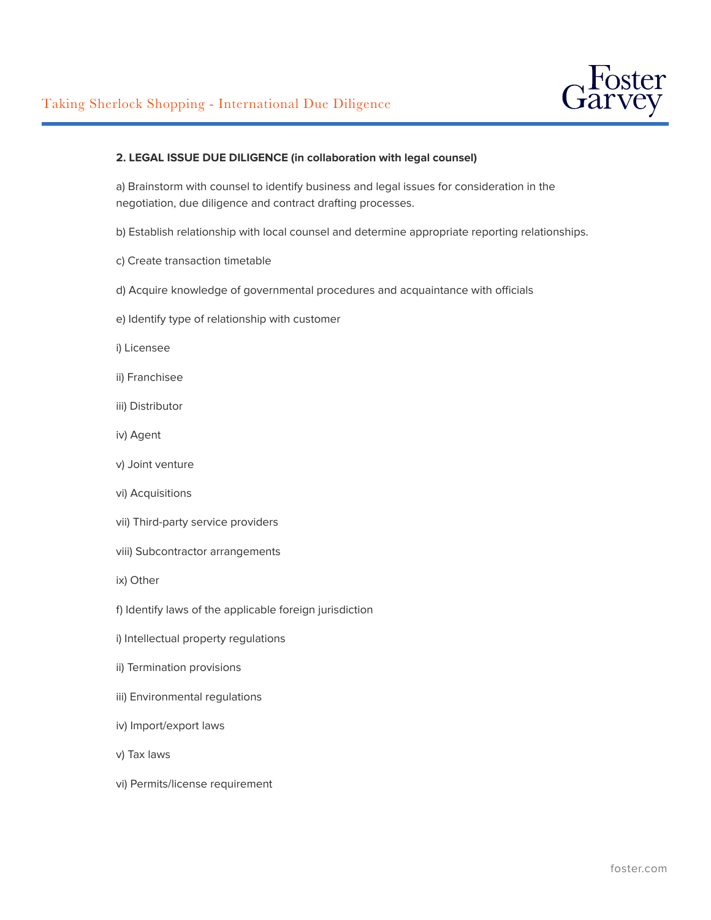**2. LEGAL ISSUE DUE DILIGENCE (in collaboration with legal counsel)**

a) Brainstorm with counsel to identify business and legal issues for consideration in the negotiation, due diligence and contract drafting processes.

b) Establish relationship with local counsel and determine appropriate reporting relationships.

c) Create transaction timetable

d) Acquire knowledge of governmental procedures and acquaintance with officials

e) Identify type of relationship with customer

i) Licensee

ii) Franchisee

iii) Distributor

iv) Agent

v) Joint venture

vi) Acquisitions

vii) Third-party service providers

viii) Subcontractor arrangements

ix) Other

f) Identify laws of the applicable foreign jurisdiction

i) Intellectual property regulations

ii) Termination provisions

iii) Environmental regulations

iv) Import/export laws

v) Tax laws

vi) Permits/license requirement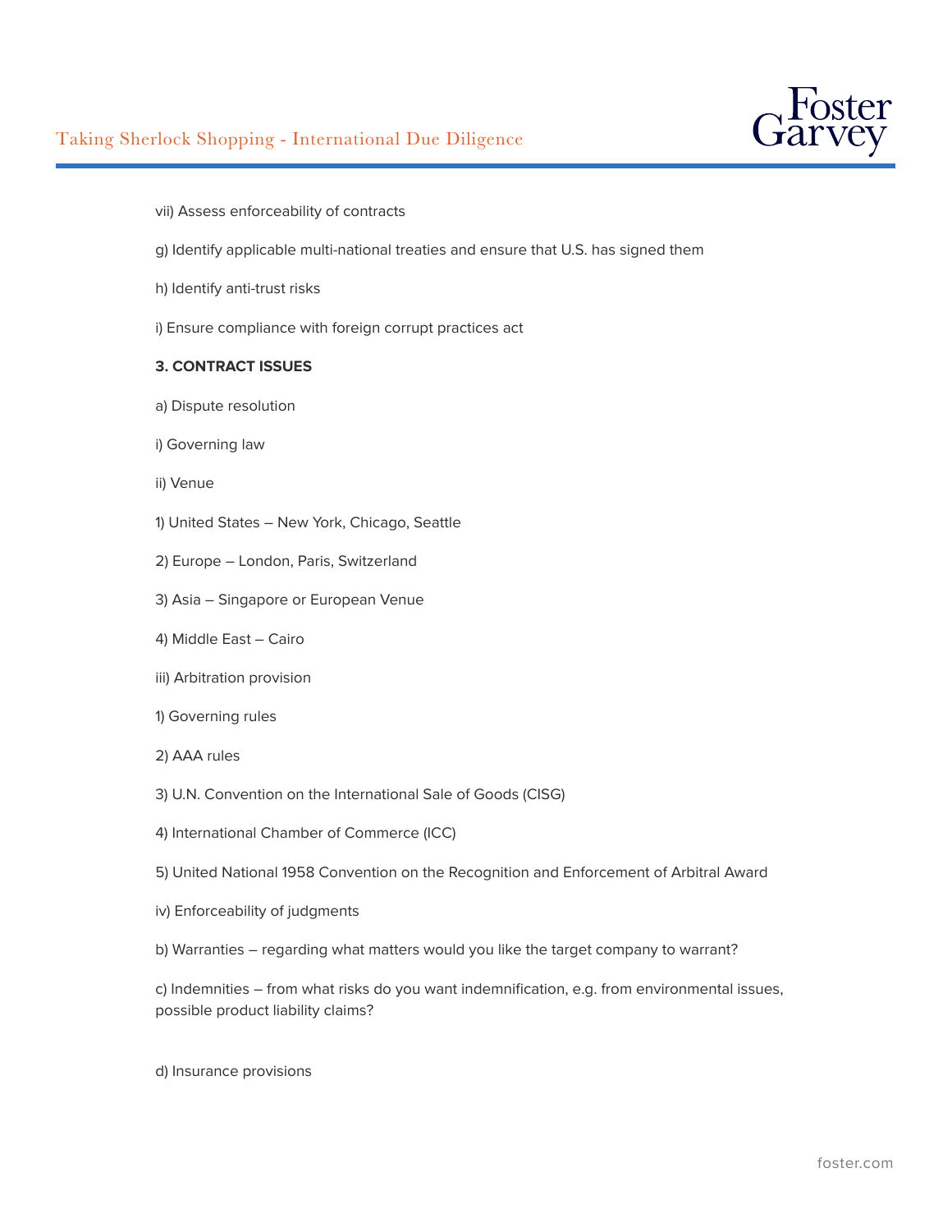vii) Assess enforceability of contracts

g) Identify applicable multi-national treaties and ensure that U.S. has signed them

h) Identify anti-trust risks

i) Ensure compliance with foreign corrupt practices act

**3. CONTRACT ISSUES**

a) Dispute resolution

i) Governing law

ii) Venue

1) United States – New York, Chicago, Seattle

2) Europe – London, Paris, Switzerland

3) Asia – Singapore or European Venue

4) Middle East – Cairo

iii) Arbitration provision

1) Governing rules

2) AAA rules

3) U.N. Convention on the International Sale of Goods (CISG)

4) International Chamber of Commerce (ICC)

5) United National 1958 Convention on the Recognition and Enforcement of Arbitral Award

iv) Enforceability of judgments

b) Warranties – regarding what matters would you like the target company to warrant?

c) Indemnities – from what risks do you want indemnification, e.g. from environmental issues, possible product liability claims?

d) Insurance provisions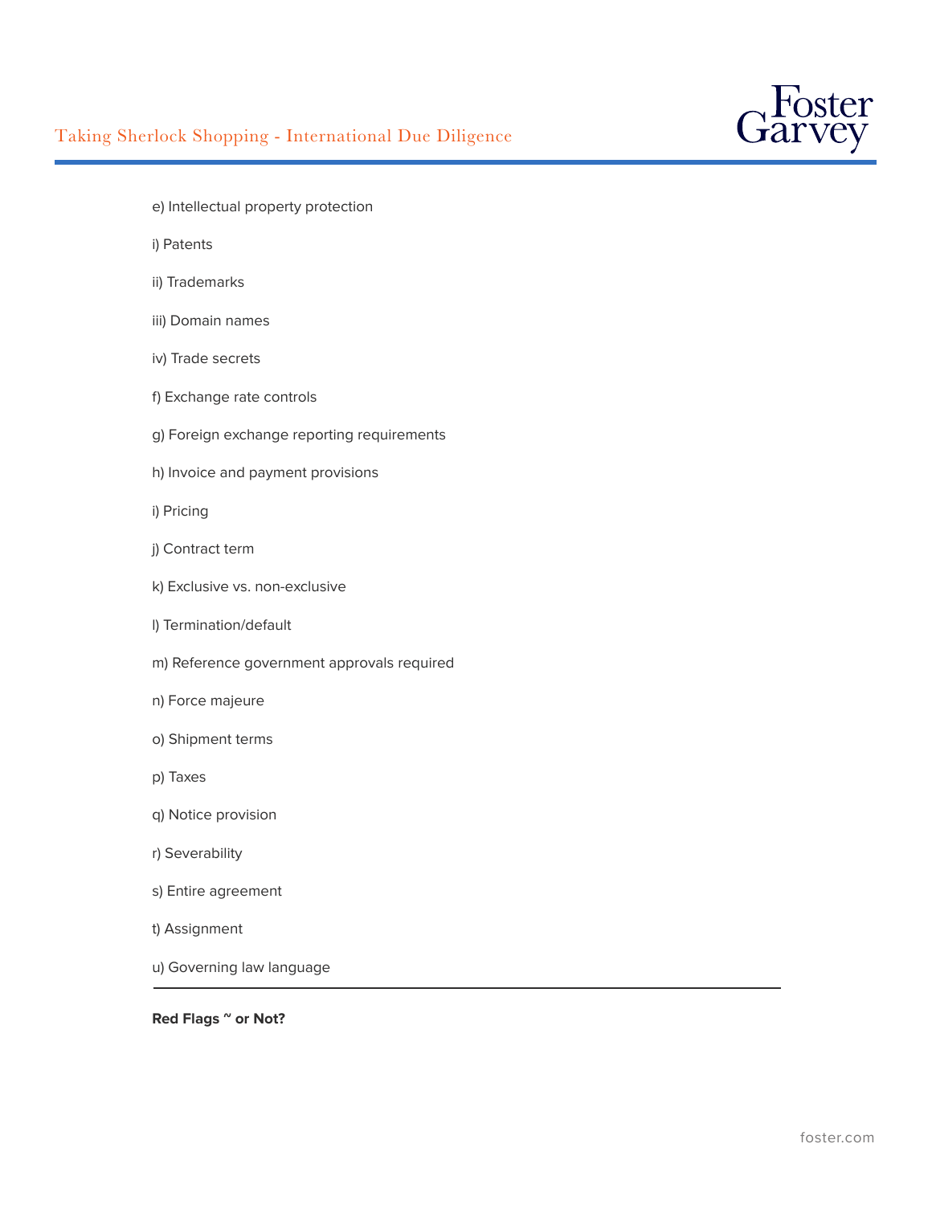e) Intellectual property protection

i) Patents

ii) Trademarks

iii) Domain names

iv) Trade secrets

f) Exchange rate controls

g) Foreign exchange reporting requirements

h) Invoice and payment provisions

i) Pricing

j) Contract term

k) Exclusive vs. non-exclusive

l) Termination/default

m) Reference government approvals required

n) Force majeure

o) Shipment terms

p) Taxes

q) Notice provision

r) Severability

s) Entire agreement

t) Assignment

u) Governing law language

---

**Red Flags ~ or Not?**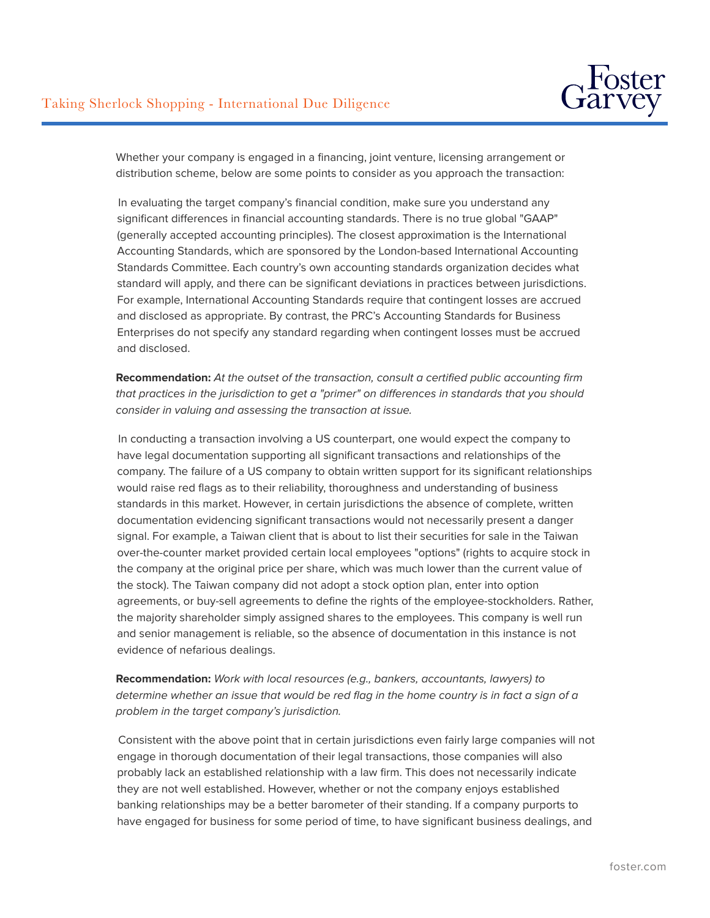Whether your company is engaged in a financing, joint venture, licensing arrangement or distribution scheme, below are some points to consider as you approach the transaction:

In evaluating the target company's financial condition, make sure you understand any significant differences in financial accounting standards. There is no true global "GAAP" (generally accepted accounting principles). The closest approximation is the International Accounting Standards, which are sponsored by the London-based International Accounting Standards Committee. Each country's own accounting standards organization decides what standard will apply, and there can be significant deviations in practices between jurisdictions. For example, International Accounting Standards require that contingent losses are accrued and disclosed as appropriate. By contrast, the PRC's Accounting Standards for Business Enterprises do not specify any standard regarding when contingent losses must be accrued and disclosed.

**Recommendation:** *At the outset of the transaction, consult a certified public accounting firm that practices in the jurisdiction to get a "primer" on differences in standards that you should consider in valuing and assessing the transaction at issue.*

In conducting a transaction involving a US counterpart, one would expect the company to have legal documentation supporting all significant transactions and relationships of the company. The failure of a US company to obtain written support for its significant relationships would raise red flags as to their reliability, thoroughness and understanding of business standards in this market. However, in certain jurisdictions the absence of complete, written documentation evidencing significant transactions would not necessarily present a danger signal. For example, a Taiwan client that is about to list their securities for sale in the Taiwan over-the-counter market provided certain local employees "options" (rights to acquire stock in the company at the original price per share, which was much lower than the current value of the stock). The Taiwan company did not adopt a stock option plan, enter into option agreements, or buy-sell agreements to define the rights of the employee-stockholders. Rather, the majority shareholder simply assigned shares to the employees. This company is well run and senior management is reliable, so the absence of documentation in this instance is not evidence of nefarious dealings.

**Recommendation:** *Work with local resources (e.g., bankers, accountants, lawyers) to determine whether an issue that would be red flag in the home country is in fact a sign of a problem in the target company's jurisdiction.*

Consistent with the above point that in certain jurisdictions even fairly large companies will not engage in thorough documentation of their legal transactions, those companies will also probably lack an established relationship with a law firm. This does not necessarily indicate they are not well established. However, whether or not the company enjoys established banking relationships may be a better barometer of their standing. If a company purports to have engaged for business for some period of time, to have significant business dealings, and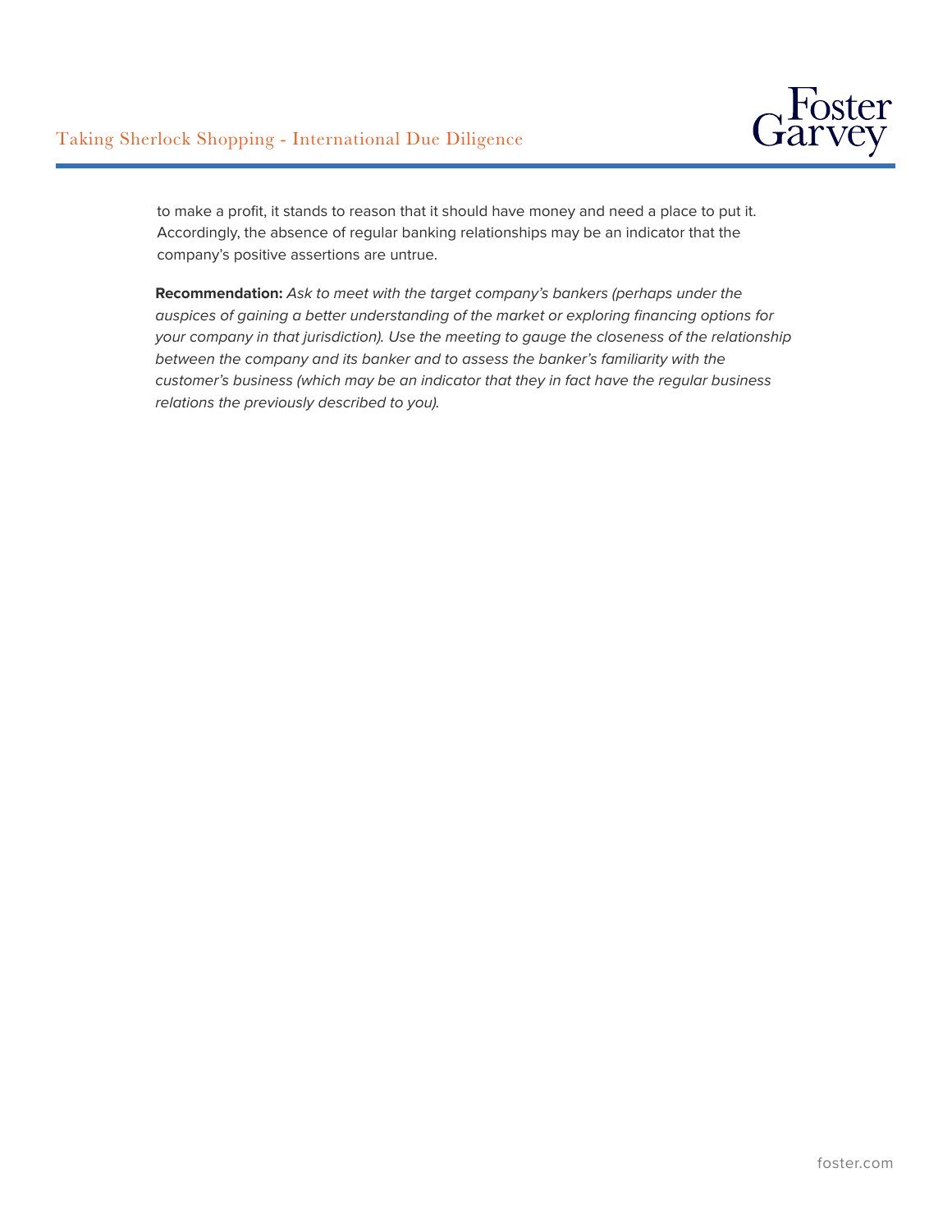to make a profit, it stands to reason that it should have money and need a place to put it. Accordingly, the absence of regular banking relationships may be an indicator that the company's positive assertions are untrue.

**Recommendation:** *Ask to meet with the target company's bankers (perhaps under the auspices of gaining a better understanding of the market or exploring financing options for your company in that jurisdiction). Use the meeting to gauge the closeness of the relationship between the company and its banker and to assess the banker's familiarity with the customer's business (which may be an indicator that they in fact have the regular business relations the previously described to you).*